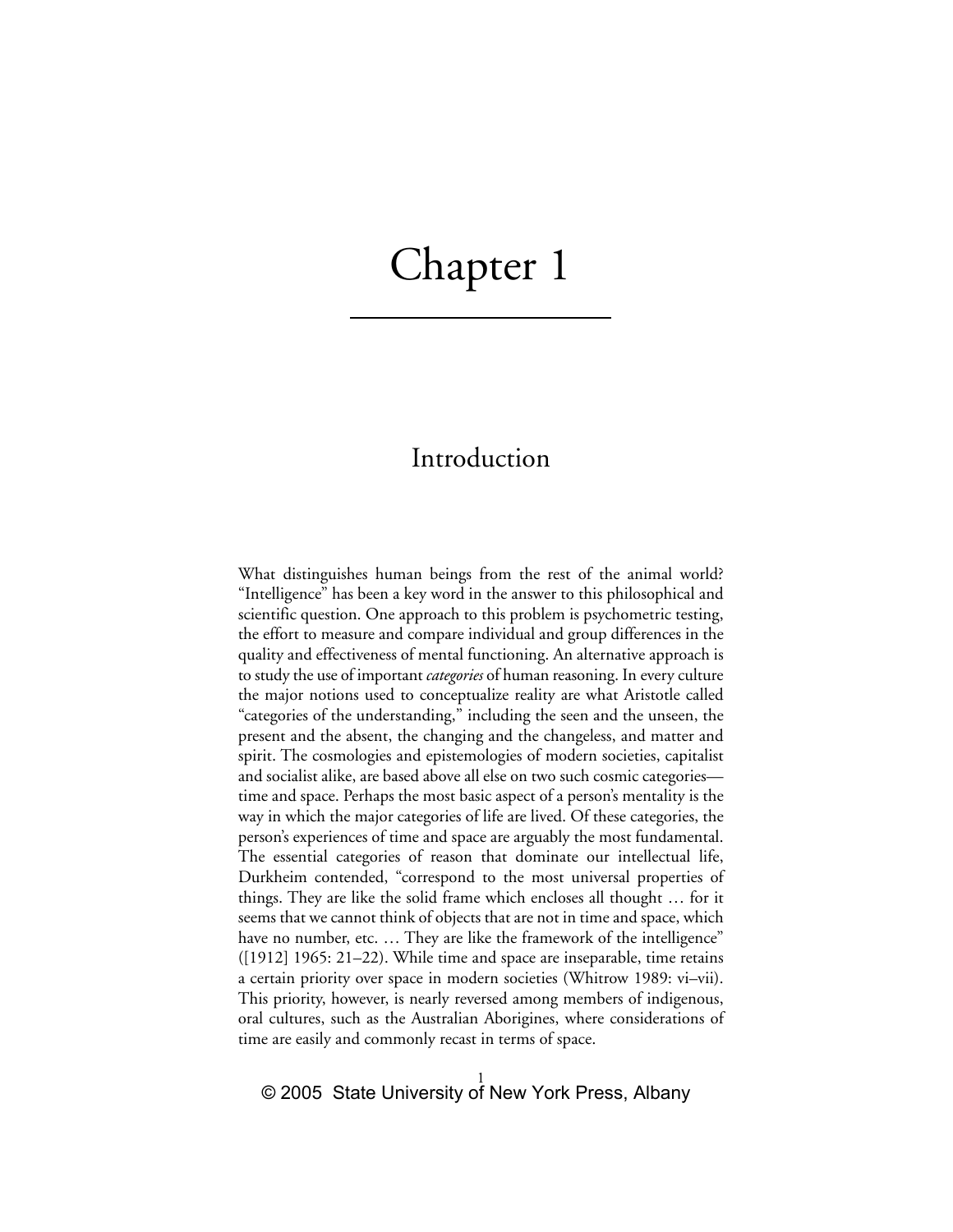# Chapter 1

## Introduction

What distinguishes human beings from the rest of the animal world? "Intelligence" has been a key word in the answer to this philosophical and scientific question. One approach to this problem is psychometric testing, the effort to measure and compare individual and group differences in the quality and effectiveness of mental functioning. An alternative approach is to study the use of important *categories* of human reasoning. In every culture the major notions used to conceptualize reality are what Aristotle called "categories of the understanding," including the seen and the unseen, the present and the absent, the changing and the changeless, and matter and spirit. The cosmologies and epistemologies of modern societies, capitalist and socialist alike, are based above all else on two such cosmic categories—time and space. Perhaps the most basic aspect of a person's mentality is the way in which the major categories of life are lived. Of these categories, the person's experiences of time and space are arguably the most fundamental. The essential categories of reason that dominate our intellectual life, Durkheim contended, "correspond to the most universal properties of things. They are like the solid frame which encloses all thought … for it seems that we cannot think of objects that are not in time and space, which have no number, etc. … They are like the framework of the intelligence" ([1912] 1965: 21–22). While time and space are inseparable, time retains a certain priority over space in modern societies (Whitrow 1989: vi–vii). This priority, however, is nearly reversed among members of indigenous, oral cultures, such as the Australian Aborigines, where considerations of time are easily and commonly recast in terms of space.

© 2005 State University of New York Press, Albany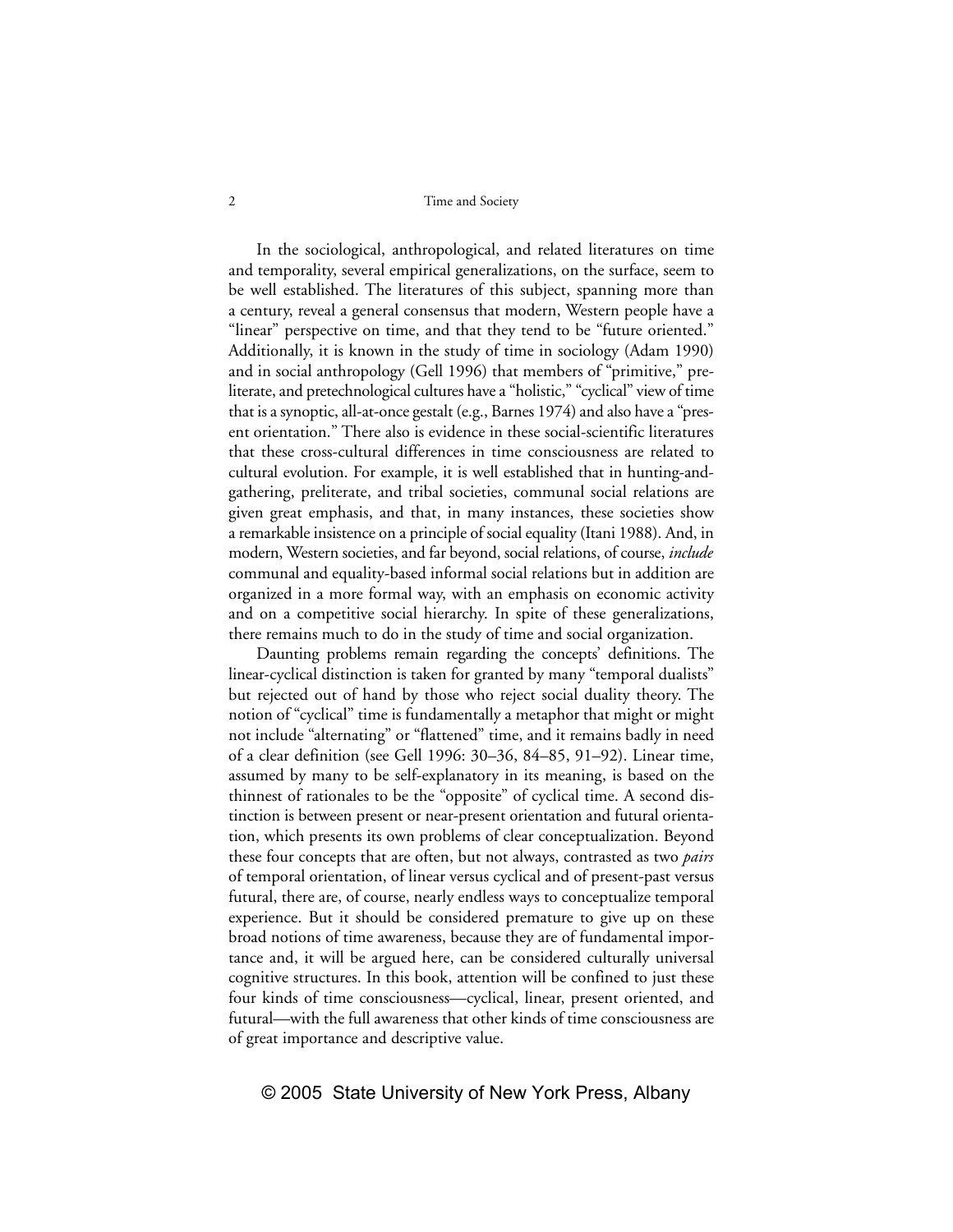In the sociological, anthropological, and related literatures on time and temporality, several empirical generalizations, on the surface, seem to be well established. The literatures of this subject, spanning more than a century, reveal a general consensus that modern, Western people have a "linear" perspective on time, and that they tend to be "future oriented." Additionally, it is known in the study of time in sociology (Adam 1990) and in social anthropology (Gell 1996) that members of "primitive," preliterate, and pretechnological cultures have a "holistic," "cyclical" view of time that is a synoptic, all-at-once gestalt (e.g., Barnes 1974) and also have a "present orientation." There also is evidence in these social-scientific literatures that these cross-cultural differences in time consciousness are related to cultural evolution. For example, it is well established that in hunting-and-gathering, preliterate, and tribal societies, communal social relations are given great emphasis, and that, in many instances, these societies show a remarkable insistence on a principle of social equality (Itani 1988). And, in modern, Western societies, and far beyond, social relations, of course, *include* communal and equality-based informal social relations but in addition are organized in a more formal way, with an emphasis on economic activity and on a competitive social hierarchy. In spite of these generalizations, there remains much to do in the study of time and social organization.

Daunting problems remain regarding the concepts' definitions. The linear-cyclical distinction is taken for granted by many "temporal dualists" but rejected out of hand by those who reject social duality theory. The notion of "cyclical" time is fundamentally a metaphor that might or might not include "alternating" or "flattened" time, and it remains badly in need of a clear definition (see Gell 1996: 30–36, 84–85, 91–92). Linear time, assumed by many to be self-explanatory in its meaning, is based on the thinnest of rationales to be the "opposite" of cyclical time. A second distinction is between present or near-present orientation and futural orientation, which presents its own problems of clear conceptualization. Beyond these four concepts that are often, but not always, contrasted as two *pairs* of temporal orientation, of linear versus cyclical and of present-past versus futural, there are, of course, nearly endless ways to conceptualize temporal experience. But it should be considered premature to give up on these broad notions of time awareness, because they are of fundamental importance and, it will be argued here, can be considered culturally universal cognitive structures. In this book, attention will be confined to just these four kinds of time consciousness—cyclical, linear, present oriented, and futural—with the full awareness that other kinds of time consciousness are of great importance and descriptive value.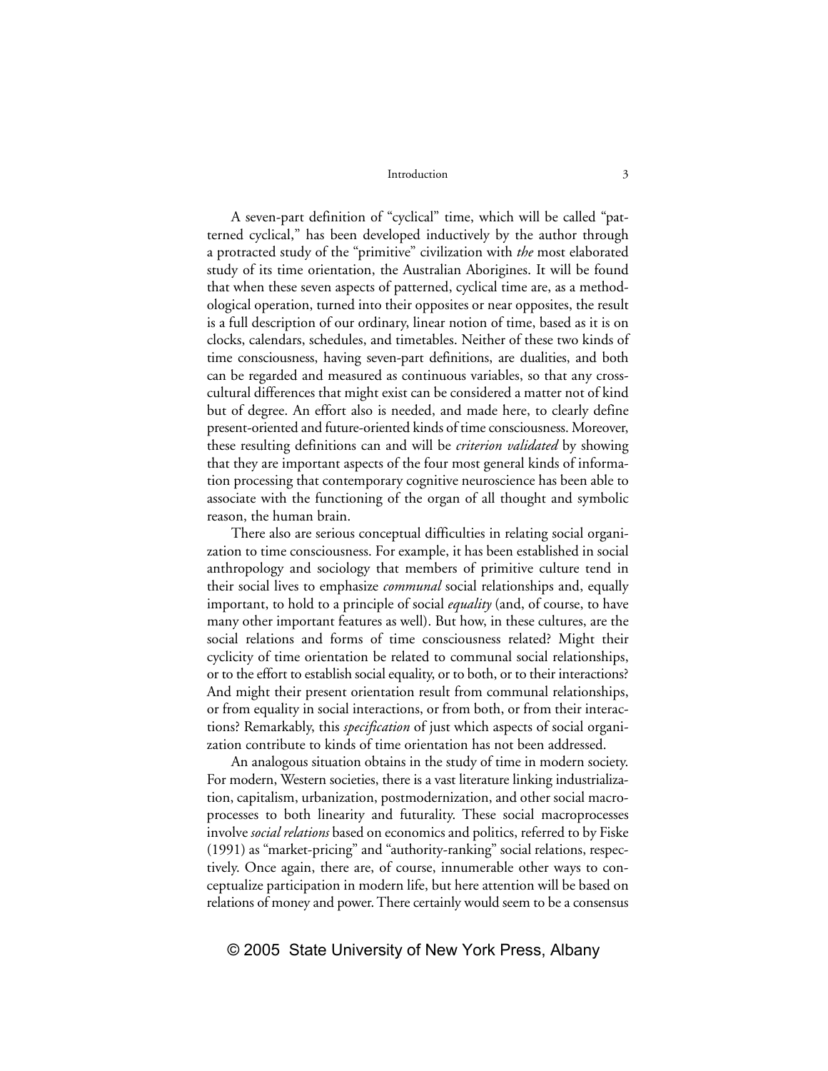A seven-part definition of "cyclical" time, which will be called "patterned cyclical," has been developed inductively by the author through a protracted study of the "primitive" civilization with *the* most elaborated study of its time orientation, the Australian Aborigines. It will be found that when these seven aspects of patterned, cyclical time are, as a methodological operation, turned into their opposites or near opposites, the result is a full description of our ordinary, linear notion of time, based as it is on clocks, calendars, schedules, and timetables. Neither of these two kinds of time consciousness, having seven-part definitions, are dualities, and both can be regarded and measured as continuous variables, so that any cross-cultural differences that might exist can be considered a matter not of kind but of degree. An effort also is needed, and made here, to clearly define present-oriented and future-oriented kinds of time consciousness. Moreover, these resulting definitions can and will be *criterion validated* by showing that they are important aspects of the four most general kinds of information processing that contemporary cognitive neuroscience has been able to associate with the functioning of the organ of all thought and symbolic reason, the human brain.

There also are serious conceptual difficulties in relating social organization to time consciousness. For example, it has been established in social anthropology and sociology that members of primitive culture tend in their social lives to emphasize *communal* social relationships and, equally important, to hold to a principle of social *equality* (and, of course, to have many other important features as well). But how, in these cultures, are the social relations and forms of time consciousness related? Might their cyclicity of time orientation be related to communal social relationships, or to the effort to establish social equality, or to both, or to their interactions? And might their present orientation result from communal relationships, or from equality in social interactions, or from both, or from their interactions? Remarkably, this *specification* of just which aspects of social organization contribute to kinds of time orientation has not been addressed.

An analogous situation obtains in the study of time in modern society. For modern, Western societies, there is a vast literature linking industrialization, capitalism, urbanization, postmodernization, and other social macroprocesses to both linearity and futurality. These social macroprocesses involve *social relations* based on economics and politics, referred to by Fiske (1991) as "market-pricing" and "authority-ranking" social relations, respectively. Once again, there are, of course, innumerable other ways to conceptualize participation in modern life, but here attention will be based on relations of money and power. There certainly would seem to be a consensus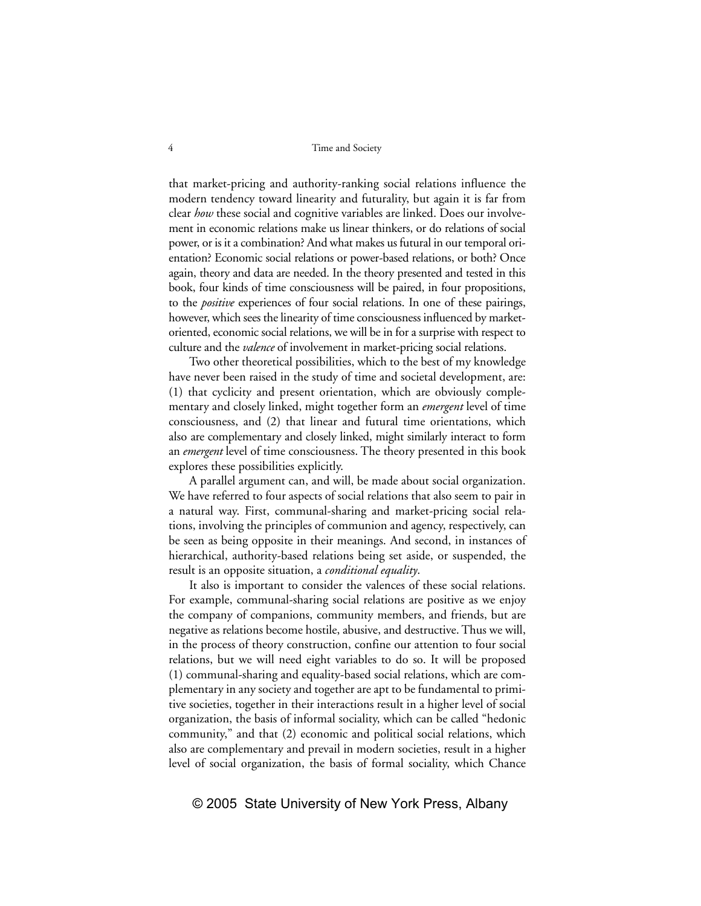that market-pricing and authority-ranking social relations influence the modern tendency toward linearity and futurality, but again it is far from clear *how* these social and cognitive variables are linked. Does our involvement in economic relations make us linear thinkers, or do relations of social power, or is it a combination? And what makes us futural in our temporal orientation? Economic social relations or power-based relations, or both? Once again, theory and data are needed. In the theory presented and tested in this book, four kinds of time consciousness will be paired, in four propositions, to the *positive* experiences of four social relations. In one of these pairings, however, which sees the linearity of time consciousness influenced by market-oriented, economic social relations, we will be in for a surprise with respect to culture and the *valence* of involvement in market-pricing social relations.

Two other theoretical possibilities, which to the best of my knowledge have never been raised in the study of time and societal development, are: (1) that cyclicity and present orientation, which are obviously complementary and closely linked, might together form an *emergent* level of time consciousness, and (2) that linear and futural time orientations, which also are complementary and closely linked, might similarly interact to form an *emergent* level of time consciousness. The theory presented in this book explores these possibilities explicitly.

A parallel argument can, and will, be made about social organization. We have referred to four aspects of social relations that also seem to pair in a natural way. First, communal-sharing and market-pricing social relations, involving the principles of communion and agency, respectively, can be seen as being opposite in their meanings. And second, in instances of hierarchical, authority-based relations being set aside, or suspended, the result is an opposite situation, a *conditional equality*.

It also is important to consider the valences of these social relations. For example, communal-sharing social relations are positive as we enjoy the company of companions, community members, and friends, but are negative as relations become hostile, abusive, and destructive. Thus we will, in the process of theory construction, confine our attention to four social relations, but we will need eight variables to do so. It will be proposed (1) communal-sharing and equality-based social relations, which are complementary in any society and together are apt to be fundamental to primitive societies, together in their interactions result in a higher level of social organization, the basis of informal sociality, which can be called "hedonic community," and that (2) economic and political social relations, which also are complementary and prevail in modern societies, result in a higher level of social organization, the basis of formal sociality, which Chance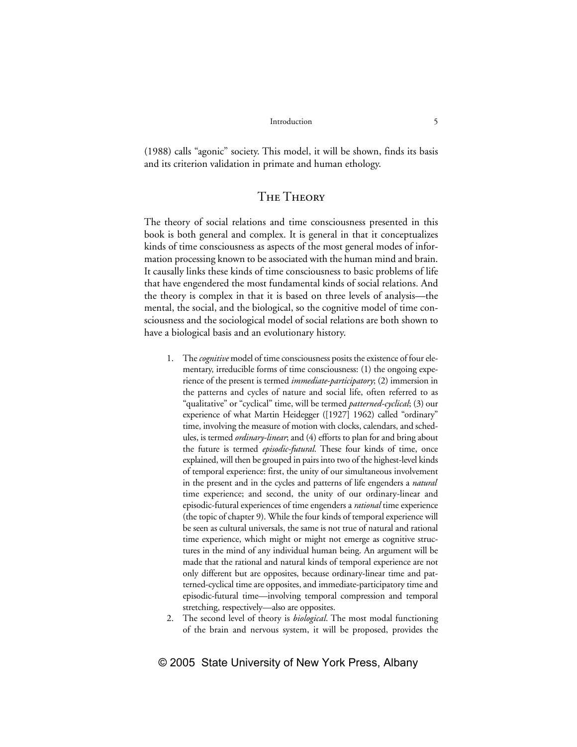(1988) calls "agonic" society. This model, it will be shown, finds its basis and its criterion validation in primate and human ethology.

## The Theory

The theory of social relations and time consciousness presented in this book is both general and complex. It is general in that it conceptualizes kinds of time consciousness as aspects of the most general modes of information processing known to be associated with the human mind and brain. It causally links these kinds of time consciousness to basic problems of life that have engendered the most fundamental kinds of social relations. And the theory is complex in that it is based on three levels of analysis—the mental, the social, and the biological, so the cognitive model of time consciousness and the sociological model of social relations are both shown to have a biological basis and an evolutionary history.

1. The *cognitive* model of time consciousness posits the existence of four elementary, irreducible forms of time consciousness: (1) the ongoing experience of the present is termed *immediate-participatory*; (2) immersion in the patterns and cycles of nature and social life, often referred to as "qualitative" or "cyclical" time, will be termed *patterned-cyclical*; (3) our experience of what Martin Heidegger ([1927] 1962) called "ordinary" time, involving the measure of motion with clocks, calendars, and schedules, is termed *ordinary-linear*; and (4) efforts to plan for and bring about the future is termed *episodic-futural*. These four kinds of time, once explained, will then be grouped in pairs into two of the highest-level kinds of temporal experience: first, the unity of our simultaneous involvement in the present and in the cycles and patterns of life engenders a *natural* time experience; and second, the unity of our ordinary-linear and episodic-futural experiences of time engenders a *rational* time experience (the topic of chapter 9). While the four kinds of temporal experience will be seen as cultural universals, the same is not true of natural and rational time experience, which might or might not emerge as cognitive structures in the mind of any individual human being. An argument will be made that the rational and natural kinds of temporal experience are not only different but are opposites, because ordinary-linear time and patterned-cyclical time are opposites, and immediate-participatory time and episodic-futural time—involving temporal compression and temporal stretching, respectively—also are opposites.
2. The second level of theory is *biological*. The most modal functioning of the brain and nervous system, it will be proposed, provides the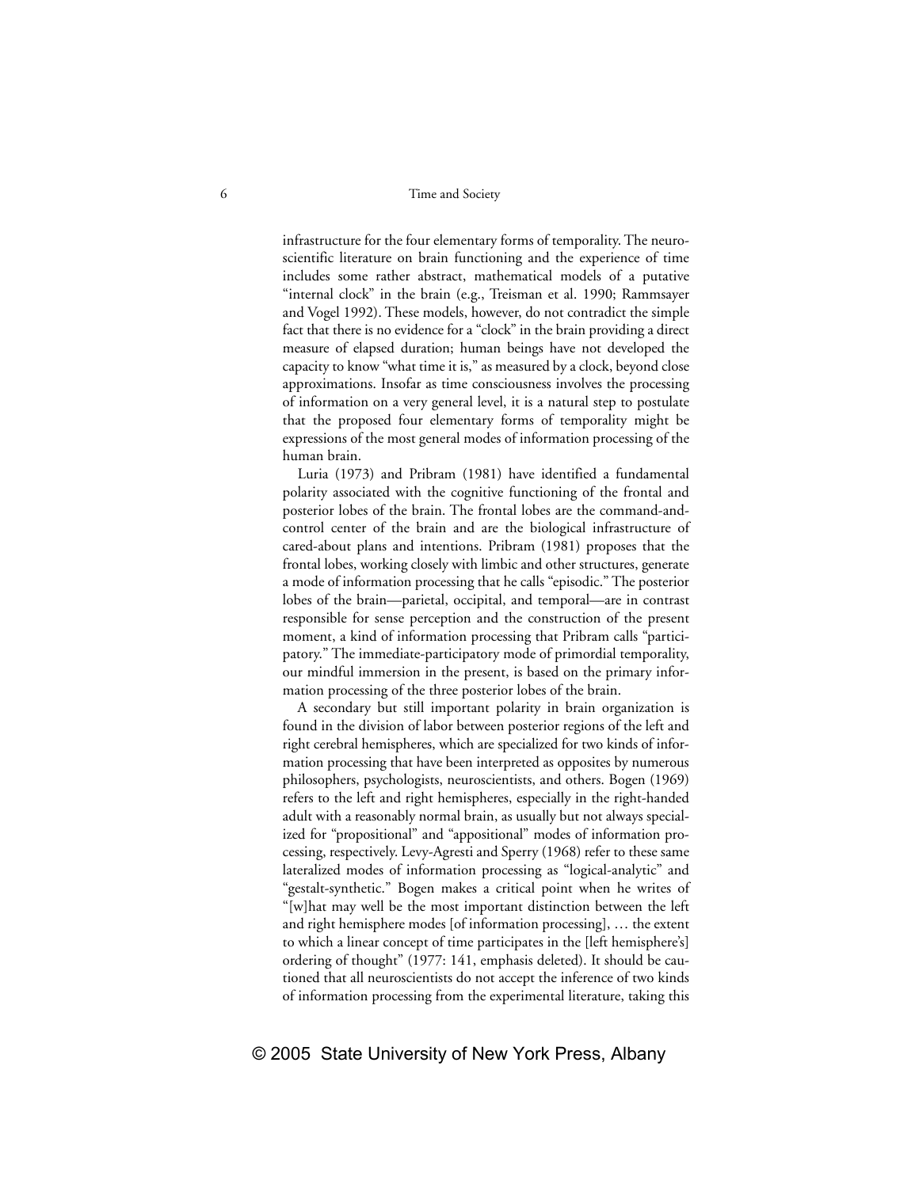infrastructure for the four elementary forms of temporality. The neuroscientific literature on brain functioning and the experience of time includes some rather abstract, mathematical models of a putative "internal clock" in the brain (e.g., Treisman et al. 1990; Rammsayer and Vogel 1992). These models, however, do not contradict the simple fact that there is no evidence for a "clock" in the brain providing a direct measure of elapsed duration; human beings have not developed the capacity to know "what time it is," as measured by a clock, beyond close approximations. Insofar as time consciousness involves the processing of information on a very general level, it is a natural step to postulate that the proposed four elementary forms of temporality might be expressions of the most general modes of information processing of the human brain.

Luria (1973) and Pribram (1981) have identified a fundamental polarity associated with the cognitive functioning of the frontal and posterior lobes of the brain. The frontal lobes are the command-and-control center of the brain and are the biological infrastructure of cared-about plans and intentions. Pribram (1981) proposes that the frontal lobes, working closely with limbic and other structures, generate a mode of information processing that he calls "episodic." The posterior lobes of the brain—parietal, occipital, and temporal—are in contrast responsible for sense perception and the construction of the present moment, a kind of information processing that Pribram calls "participatory." The immediate-participatory mode of primordial temporality, our mindful immersion in the present, is based on the primary information processing of the three posterior lobes of the brain.

A secondary but still important polarity in brain organization is found in the division of labor between posterior regions of the left and right cerebral hemispheres, which are specialized for two kinds of information processing that have been interpreted as opposites by numerous philosophers, psychologists, neuroscientists, and others. Bogen (1969) refers to the left and right hemispheres, especially in the right-handed adult with a reasonably normal brain, as usually but not always specialized for "propositional" and "appositional" modes of information processing, respectively. Levy-Agresti and Sperry (1968) refer to these same lateralized modes of information processing as "logical-analytic" and "gestalt-synthetic." Bogen makes a critical point when he writes of "[w]hat may well be the most important distinction between the left and right hemisphere modes [of information processing], … the extent to which a linear concept of time participates in the [left hemisphere's] ordering of thought" (1977: 141, emphasis deleted). It should be cautioned that all neuroscientists do not accept the inference of two kinds of information processing from the experimental literature, taking this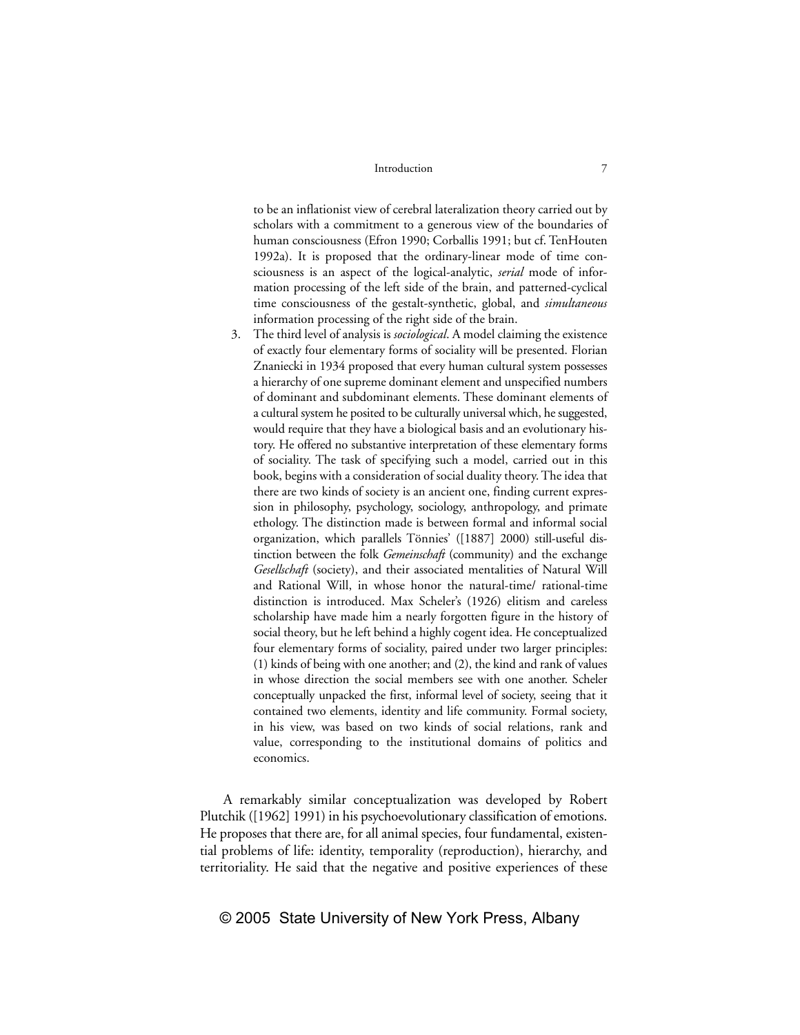to be an inflationist view of cerebral lateralization theory carried out by scholars with a commitment to a generous view of the boundaries of human consciousness (Efron 1990; Corballis 1991; but cf. TenHouten 1992a). It is proposed that the ordinary-linear mode of time consciousness is an aspect of the logical-analytic, *serial* mode of information processing of the left side of the brain, and patterned-cyclical time consciousness of the gestalt-synthetic, global, and *simultaneous* information processing of the right side of the brain.

3. The third level of analysis is *sociological*. A model claiming the existence of exactly four elementary forms of sociality will be presented. Florian Znaniecki in 1934 proposed that every human cultural system possesses a hierarchy of one supreme dominant element and unspecified numbers of dominant and subdominant elements. These dominant elements of a cultural system he posited to be culturally universal which, he suggested, would require that they have a biological basis and an evolutionary history. He offered no substantive interpretation of these elementary forms of sociality. The task of specifying such a model, carried out in this book, begins with a consideration of social duality theory. The idea that there are two kinds of society is an ancient one, finding current expression in philosophy, psychology, sociology, anthropology, and primate ethology. The distinction made is between formal and informal social organization, which parallels Tönnies' ([1887] 2000) still-useful distinction between the folk *Gemeinschaft* (community) and the exchange *Gesellschaft* (society), and their associated mentalities of Natural Will and Rational Will, in whose honor the natural-time/ rational-time distinction is introduced. Max Scheler's (1926) elitism and careless scholarship have made him a nearly forgotten figure in the history of social theory, but he left behind a highly cogent idea. He conceptualized four elementary forms of sociality, paired under two larger principles: (1) kinds of being with one another; and (2), the kind and rank of values in whose direction the social members see with one another. Scheler conceptually unpacked the first, informal level of society, seeing that it contained two elements, identity and life community. Formal society, in his view, was based on two kinds of social relations, rank and value, corresponding to the institutional domains of politics and economics.

A remarkably similar conceptualization was developed by Robert Plutchik ([1962] 1991) in his psychoevolutionary classification of emotions. He proposes that there are, for all animal species, four fundamental, existential problems of life: identity, temporality (reproduction), hierarchy, and territoriality. He said that the negative and positive experiences of these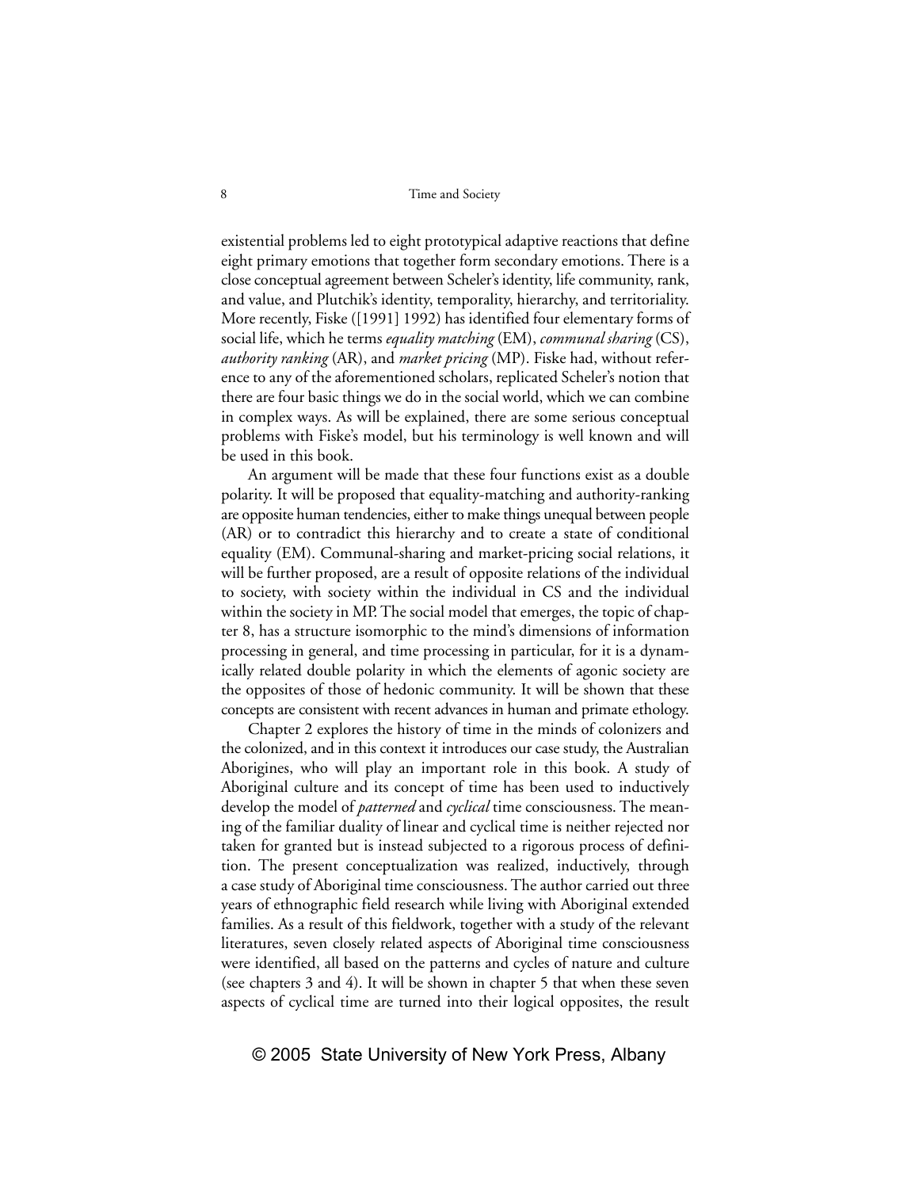existential problems led to eight prototypical adaptive reactions that define eight primary emotions that together form secondary emotions. There is a close conceptual agreement between Scheler's identity, life community, rank, and value, and Plutchik's identity, temporality, hierarchy, and territoriality. More recently, Fiske ([1991] 1992) has identified four elementary forms of social life, which he terms *equality matching* (EM), *communal sharing* (CS), *authority ranking* (AR), and *market pricing* (MP). Fiske had, without reference to any of the aforementioned scholars, replicated Scheler's notion that there are four basic things we do in the social world, which we can combine in complex ways. As will be explained, there are some serious conceptual problems with Fiske's model, but his terminology is well known and will be used in this book.

An argument will be made that these four functions exist as a double polarity. It will be proposed that equality-matching and authority-ranking are opposite human tendencies, either to make things unequal between people (AR) or to contradict this hierarchy and to create a state of conditional equality (EM). Communal-sharing and market-pricing social relations, it will be further proposed, are a result of opposite relations of the individual to society, with society within the individual in CS and the individual within the society in MP. The social model that emerges, the topic of chapter 8, has a structure isomorphic to the mind's dimensions of information processing in general, and time processing in particular, for it is a dynamically related double polarity in which the elements of agonic society are the opposites of those of hedonic community. It will be shown that these concepts are consistent with recent advances in human and primate ethology.

Chapter 2 explores the history of time in the minds of colonizers and the colonized, and in this context it introduces our case study, the Australian Aborigines, who will play an important role in this book. A study of Aboriginal culture and its concept of time has been used to inductively develop the model of *patterned* and *cyclical* time consciousness. The meaning of the familiar duality of linear and cyclical time is neither rejected nor taken for granted but is instead subjected to a rigorous process of definition. The present conceptualization was realized, inductively, through a case study of Aboriginal time consciousness. The author carried out three years of ethnographic field research while living with Aboriginal extended families. As a result of this fieldwork, together with a study of the relevant literatures, seven closely related aspects of Aboriginal time consciousness were identified, all based on the patterns and cycles of nature and culture (see chapters 3 and 4). It will be shown in chapter 5 that when these seven aspects of cyclical time are turned into their logical opposites, the result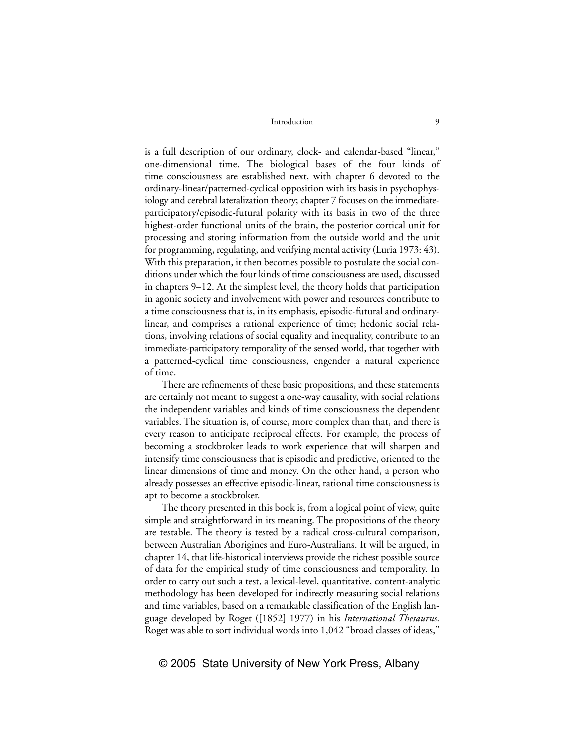is a full description of our ordinary, clock- and calendar-based "linear," one-dimensional time. The biological bases of the four kinds of time consciousness are established next, with chapter 6 devoted to the ordinary-linear/patterned-cyclical opposition with its basis in psychophysiology and cerebral lateralization theory; chapter 7 focuses on the immediate-participatory/episodic-futural polarity with its basis in two of the three highest-order functional units of the brain, the posterior cortical unit for processing and storing information from the outside world and the unit for programming, regulating, and verifying mental activity (Luria 1973: 43). With this preparation, it then becomes possible to postulate the social conditions under which the four kinds of time consciousness are used, discussed in chapters 9–12. At the simplest level, the theory holds that participation in agonic society and involvement with power and resources contribute to a time consciousness that is, in its emphasis, episodic-futural and ordinary-linear, and comprises a rational experience of time; hedonic social relations, involving relations of social equality and inequality, contribute to an immediate-participatory temporality of the sensed world, that together with a patterned-cyclical time consciousness, engender a natural experience of time.

There are refinements of these basic propositions, and these statements are certainly not meant to suggest a one-way causality, with social relations the independent variables and kinds of time consciousness the dependent variables. The situation is, of course, more complex than that, and there is every reason to anticipate reciprocal effects. For example, the process of becoming a stockbroker leads to work experience that will sharpen and intensify time consciousness that is episodic and predictive, oriented to the linear dimensions of time and money. On the other hand, a person who already possesses an effective episodic-linear, rational time consciousness is apt to become a stockbroker.

The theory presented in this book is, from a logical point of view, quite simple and straightforward in its meaning. The propositions of the theory are testable. The theory is tested by a radical cross-cultural comparison, between Australian Aborigines and Euro-Australians. It will be argued, in chapter 14, that life-historical interviews provide the richest possible source of data for the empirical study of time consciousness and temporality. In order to carry out such a test, a lexical-level, quantitative, content-analytic methodology has been developed for indirectly measuring social relations and time variables, based on a remarkable classification of the English language developed by Roget ([1852] 1977) in his *International Thesaurus*. Roget was able to sort individual words into 1,042 "broad classes of ideas,"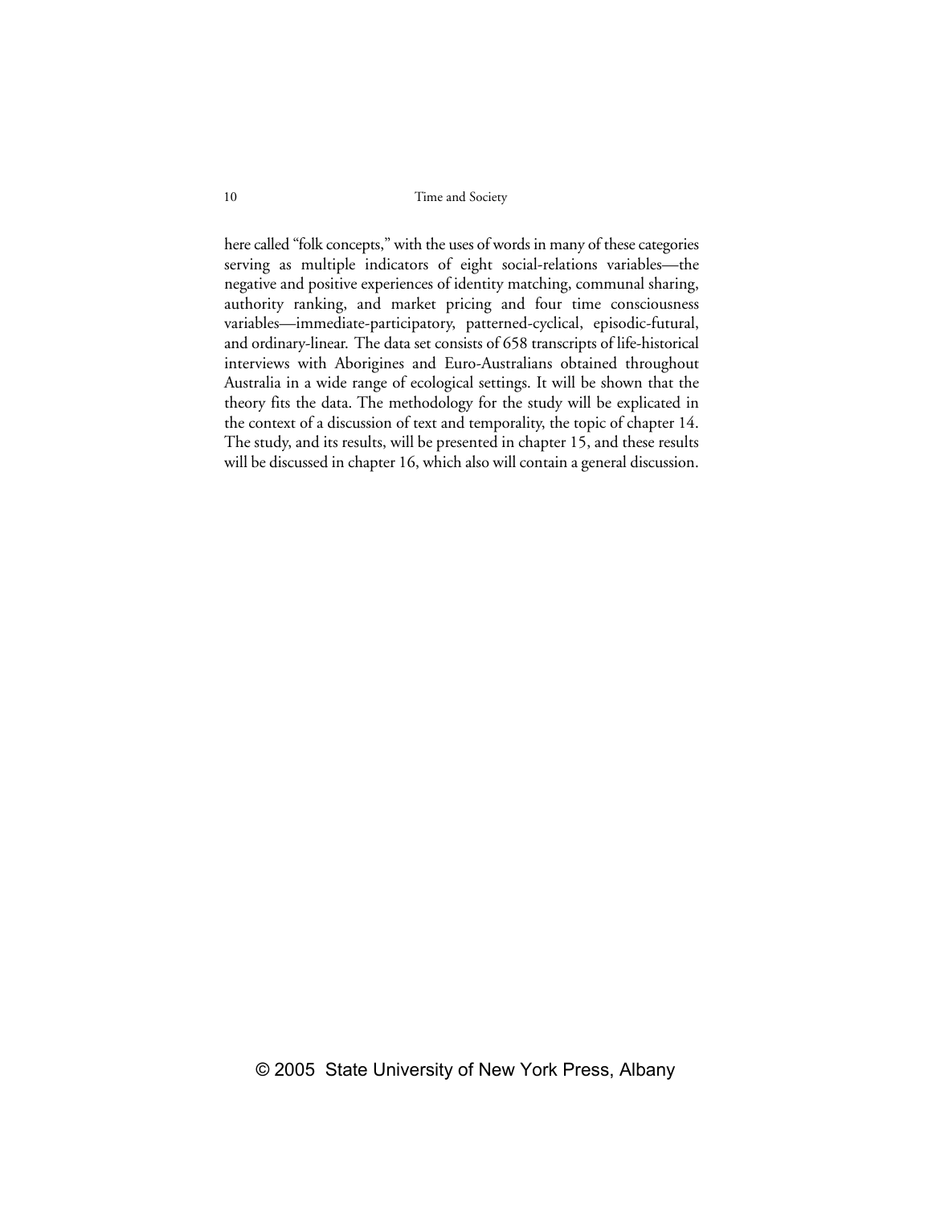here called "folk concepts," with the uses of words in many of these categories serving as multiple indicators of eight social-relations variables—the negative and positive experiences of identity matching, communal sharing, authority ranking, and market pricing and four time consciousness variables—immediate-participatory, patterned-cyclical, episodic-futural, and ordinary-linear. The data set consists of 658 transcripts of life-historical interviews with Aborigines and Euro-Australians obtained throughout Australia in a wide range of ecological settings. It will be shown that the theory fits the data. The methodology for the study will be explicated in the context of a discussion of text and temporality, the topic of chapter 14. The study, and its results, will be presented in chapter 15, and these results will be discussed in chapter 16, which also will contain a general discussion.

© 2005 State University of New York Press, Albany